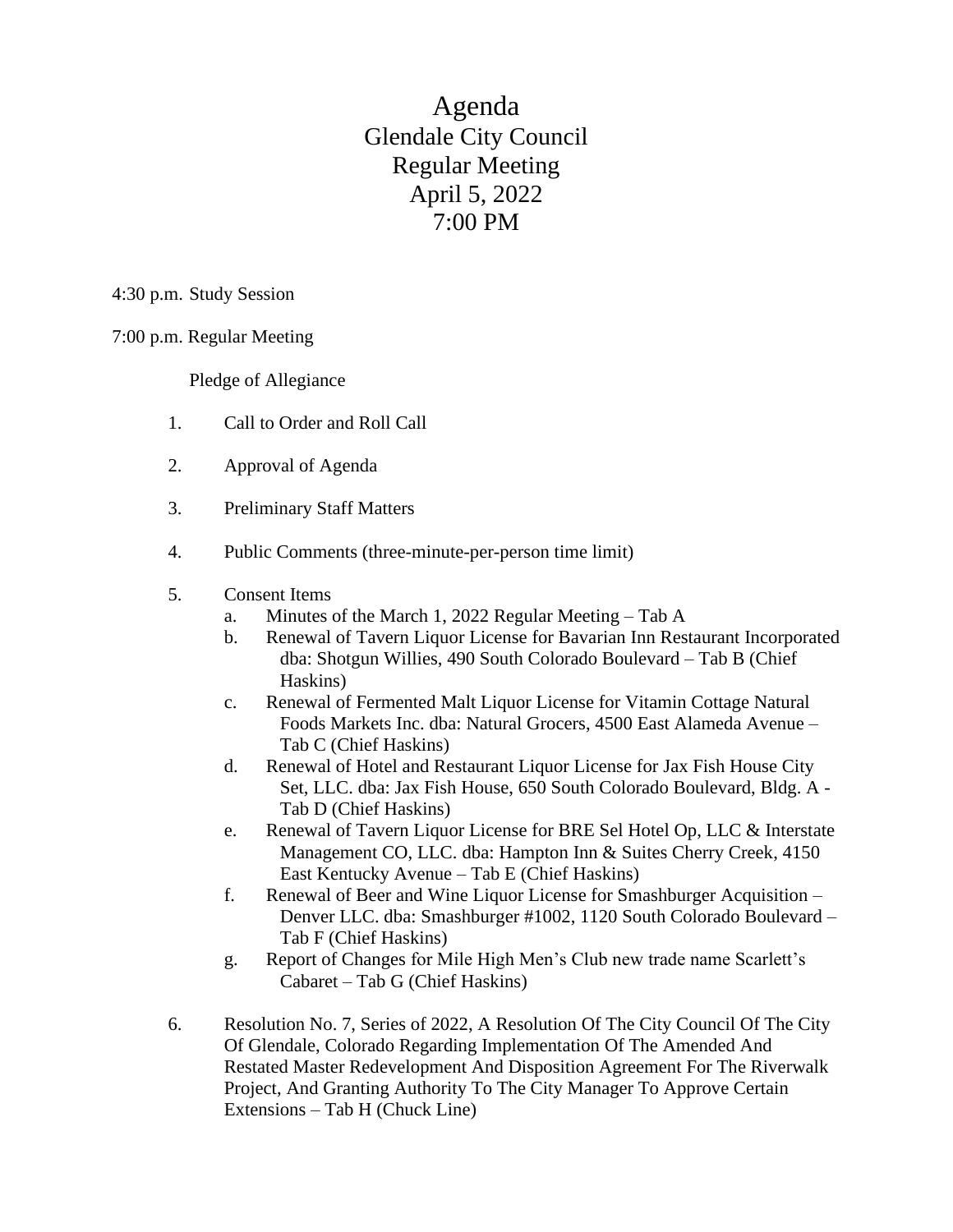# Agenda
# Glendale City Council
# Regular Meeting
# April 5, 2022
# 7:00 PM

4:30 p.m. Study Session

7:00 p.m. Regular Meeting

Pledge of Allegiance

1. Call to Order and Roll Call

2. Approval of Agenda

3. Preliminary Staff Matters

4. Public Comments (three-minute-per-person time limit)

5. Consent Items
   a. Minutes of the March 1, 2022 Regular Meeting – Tab A
   b. Renewal of Tavern Liquor License for Bavarian Inn Restaurant Incorporated dba: Shotgun Willies, 490 South Colorado Boulevard – Tab B (Chief Haskins)
   c. Renewal of Fermented Malt Liquor License for Vitamin Cottage Natural Foods Markets Inc. dba: Natural Grocers, 4500 East Alameda Avenue – Tab C (Chief Haskins)
   d. Renewal of Hotel and Restaurant Liquor License for Jax Fish House City Set, LLC. dba: Jax Fish House, 650 South Colorado Boulevard, Bldg. A - Tab D (Chief Haskins)
   e. Renewal of Tavern Liquor License for BRE Sel Hotel Op, LLC & Interstate Management CO, LLC. dba: Hampton Inn & Suites Cherry Creek, 4150 East Kentucky Avenue – Tab E (Chief Haskins)
   f. Renewal of Beer and Wine Liquor License for Smashburger Acquisition – Denver LLC. dba: Smashburger #1002, 1120 South Colorado Boulevard – Tab F (Chief Haskins)
   g. Report of Changes for Mile High Men's Club new trade name Scarlett's Cabaret – Tab G (Chief Haskins)

6. Resolution No. 7, Series of 2022, A Resolution Of The City Council Of The City Of Glendale, Colorado Regarding Implementation Of The Amended And Restated Master Redevelopment And Disposition Agreement For The Riverwalk Project, And Granting Authority To The City Manager To Approve Certain Extensions – Tab H (Chuck Line)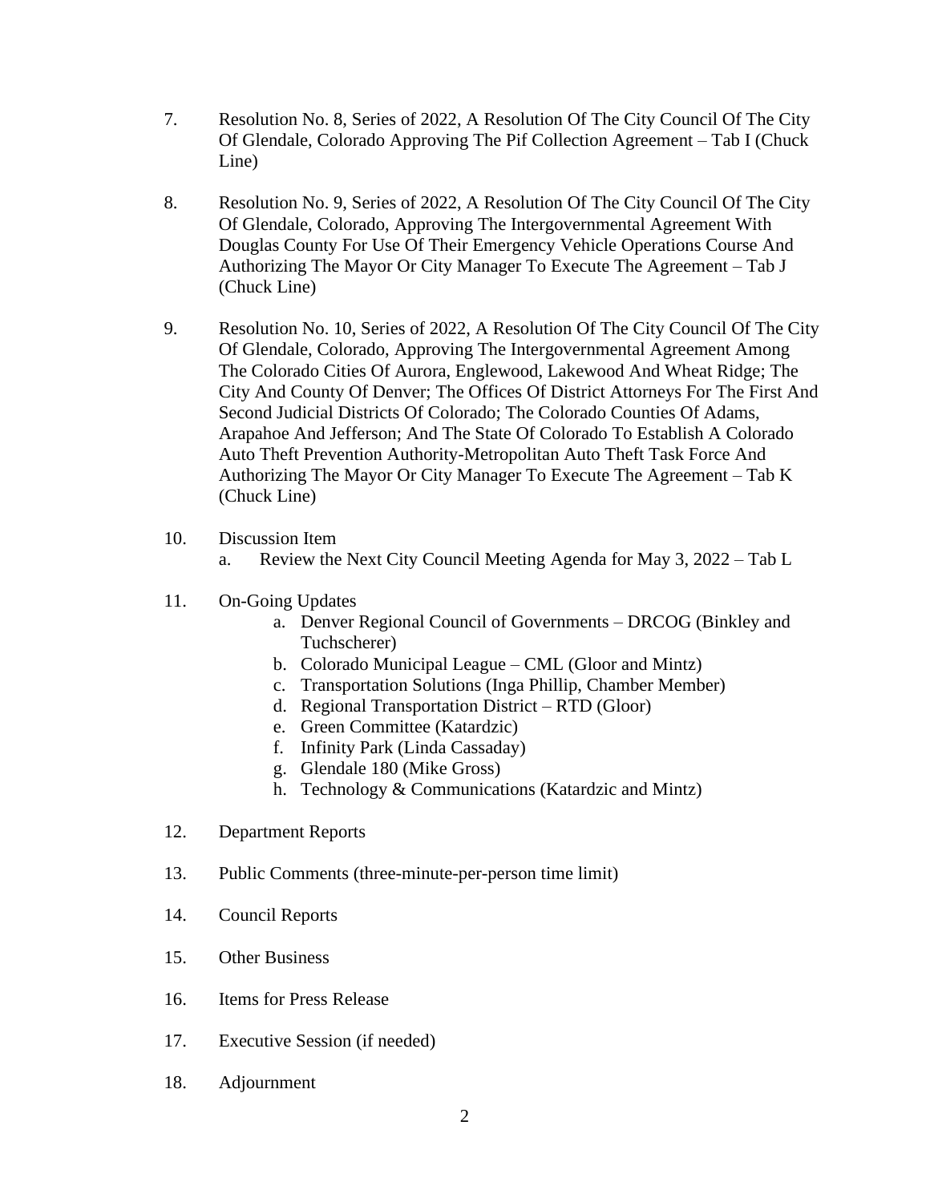7. Resolution No. 8, Series of 2022, A Resolution Of The City Council Of The City Of Glendale, Colorado Approving The Pif Collection Agreement – Tab I (Chuck Line)

8. Resolution No. 9, Series of 2022, A Resolution Of The City Council Of The City Of Glendale, Colorado, Approving The Intergovernmental Agreement With Douglas County For Use Of Their Emergency Vehicle Operations Course And Authorizing The Mayor Or City Manager To Execute The Agreement – Tab J (Chuck Line)

9. Resolution No. 10, Series of 2022, A Resolution Of The City Council Of The City Of Glendale, Colorado, Approving The Intergovernmental Agreement Among The Colorado Cities Of Aurora, Englewood, Lakewood And Wheat Ridge; The City And County Of Denver; The Offices Of District Attorneys For The First And Second Judicial Districts Of Colorado; The Colorado Counties Of Adams, Arapahoe And Jefferson; And The State Of Colorado To Establish A Colorado Auto Theft Prevention Authority-Metropolitan Auto Theft Task Force And Authorizing The Mayor Or City Manager To Execute The Agreement – Tab K (Chuck Line)

10. Discussion Item
    a. Review the Next City Council Meeting Agenda for May 3, 2022 – Tab L

11. On-Going Updates
    a. Denver Regional Council of Governments – DRCOG (Binkley and Tuchscherer)
    b. Colorado Municipal League – CML (Gloor and Mintz)
    c. Transportation Solutions (Inga Phillip, Chamber Member)
    d. Regional Transportation District – RTD (Gloor)
    e. Green Committee (Katardzic)
    f. Infinity Park (Linda Cassaday)
    g. Glendale 180 (Mike Gross)
    h. Technology & Communications (Katardzic and Mintz)

12. Department Reports

13. Public Comments (three-minute-per-person time limit)

14. Council Reports

15. Other Business

16. Items for Press Release

17. Executive Session (if needed)

18. Adjournment